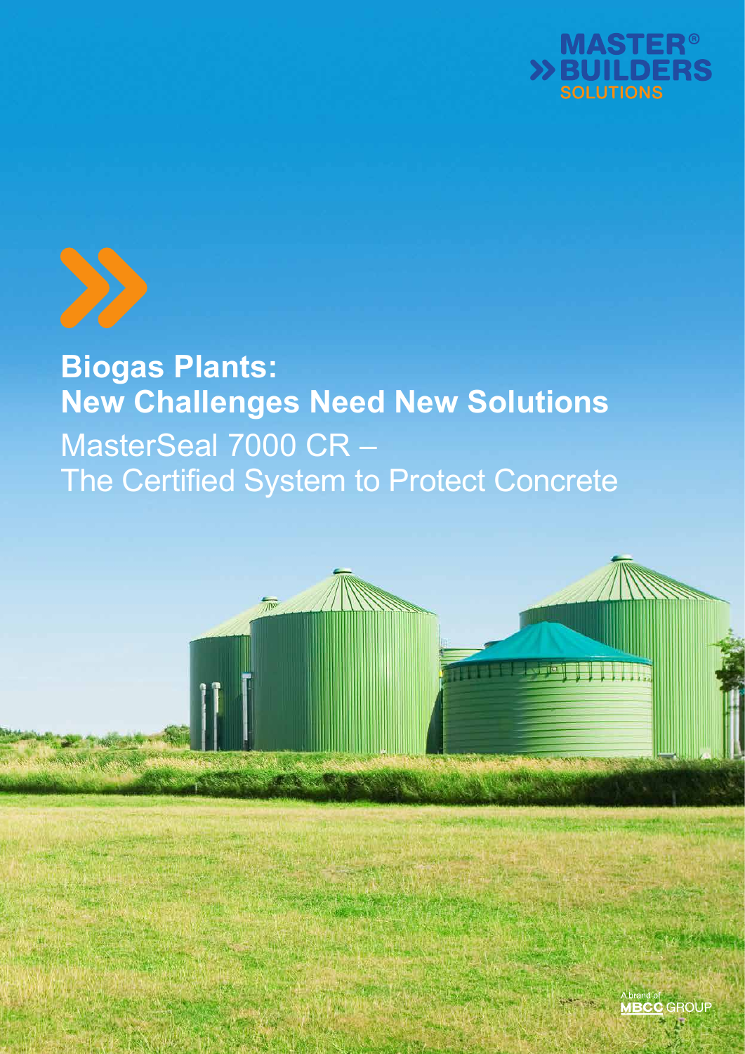MASTER® BUILDERS SOLUTIONS

# Biogas Plants: New Challenges Need New Solutions

## MasterSeal 7000 CR – The Certified System to Protect Concrete

A brand of MBCC GROUP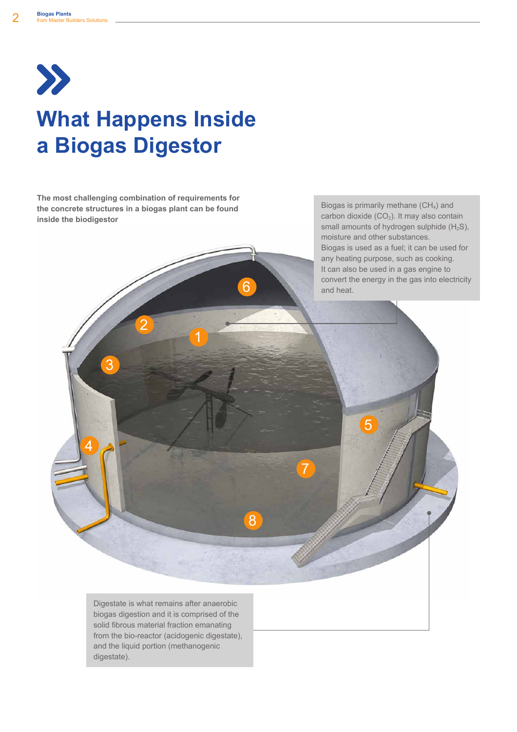# What Happens Inside a Biogas Digestor

**The most challenging combination of requirements for the concrete structures in a biogas plant can be found inside the biodigestor**

Biogas is primarily methane ($CH_4$) and carbon dioxide ($CO_2$). It may also contain small amounts of hydrogen sulphide ($H_2S$), moisture and other substances.
Biogas is used as a fuel; it can be used for any heating purpose, such as cooking.
It can also be used in a gas engine to convert the energy in the gas into electricity and heat.

Digestate is what remains after anaerobic biogas digestion and it is comprised of the solid fibrous material fraction emanating from the bio-reactor (acidogenic digestate), and the liquid portion (methanogenic digestate).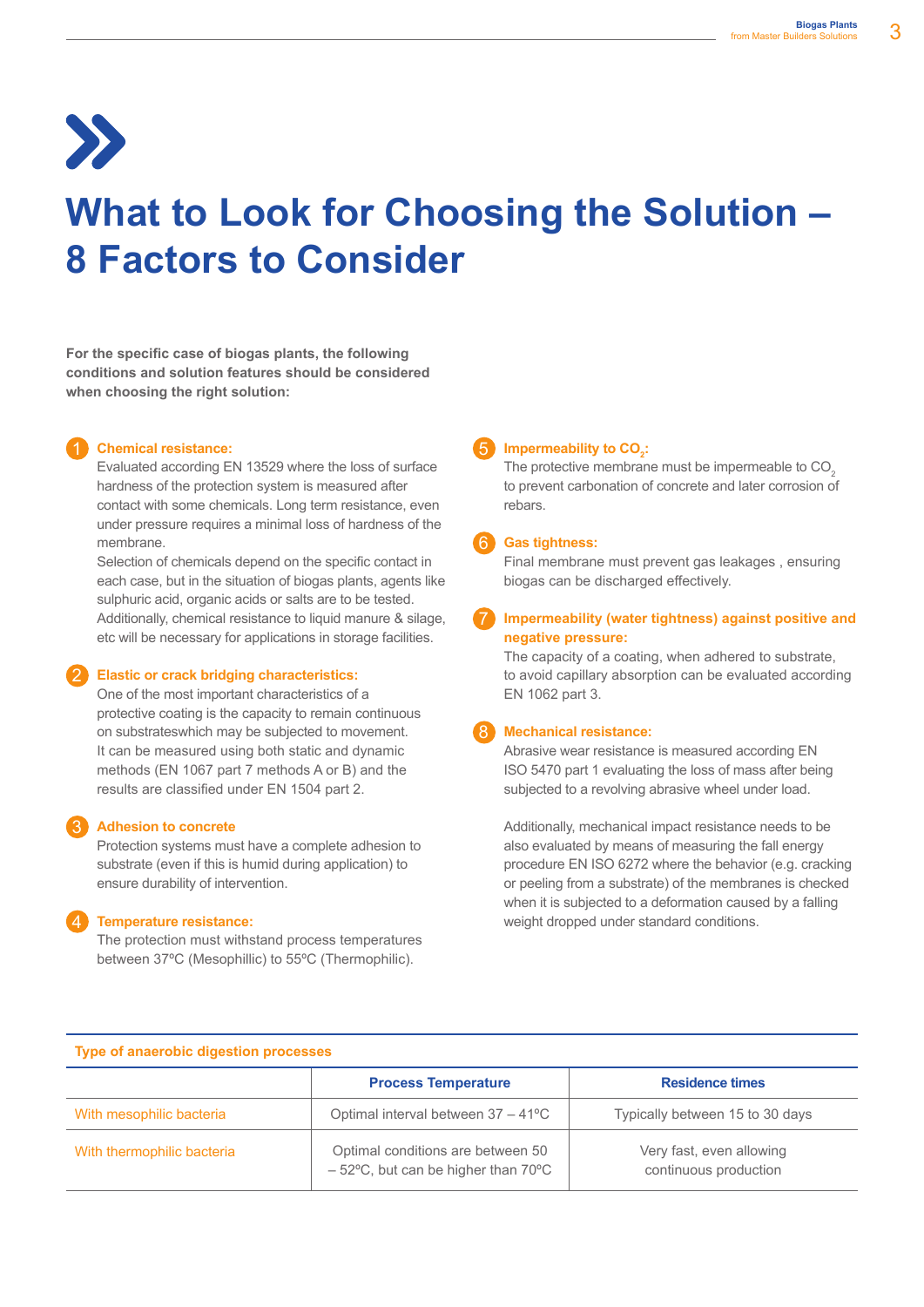# What to Look for Choosing the Solution – 8 Factors to Consider

**For the specific case of biogas plants, the following conditions and solution features should be considered when choosing the right solution:**

1. **Chemical resistance:**
   Evaluated according EN 13529 where the loss of surface hardness of the protection system is measured after contact with some chemicals. Long term resistance, even under pressure requires a minimal loss of hardness of the membrane.
   Selection of chemicals depend on the specific contact in each case, but in the situation of biogas plants, agents like sulphuric acid, organic acids or salts are to be tested. Additionally, chemical resistance to liquid manure & silage, etc will be necessary for applications in storage facilities.

2. **Elastic or crack bridging characteristics:**
   One of the most important characteristics of a protective coating is the capacity to remain continuous on substrateswhich may be subjected to movement. It can be measured using both static and dynamic methods (EN 1067 part 7 methods A or B) and the results are classified under EN 1504 part 2.

3. **Adhesion to concrete**
   Protection systems must have a complete adhesion to substrate (even if this is humid during application) to ensure durability of intervention.

4. **Temperature resistance:**
   The protection must withstand process temperatures between 37ºC (Mesophillic) to 55ºC (Thermophilic).

5. **Impermeability to $CO_2$:**
   The protective membrane must be impermeable to $CO_2$ to prevent carbonation of concrete and later corrosion of rebars.

6. **Gas tightness:**
   Final membrane must prevent gas leakages , ensuring biogas can be discharged effectively.

7. **Impermeability (water tightness) against positive and negative pressure:**
   The capacity of a coating, when adhered to substrate, to avoid capillary absorption can be evaluated according EN 1062 part 3.

8. **Mechanical resistance:**
   Abrasive wear resistance is measured according EN ISO 5470 part 1 evaluating the loss of mass after being subjected to a revolving abrasive wheel under load.

   Additionally, mechanical impact resistance needs to be also evaluated by means of measuring the fall energy procedure EN ISO 6272 where the behavior (e.g. cracking or peeling from a substrate) of the membranes is checked when it is subjected to a deformation caused by a falling weight dropped under standard conditions.

**Type of anaerobic digestion processes**

| | Process Temperature | Residence times |
|---|---|---|
| With mesophilic bacteria | Optimal interval between 37 – 41ºC | Typically between 15 to 30 days |
| With thermophilic bacteria | Optimal conditions are between 50 – 52ºC, but can be higher than 70ºC | Very fast, even allowing continuous production |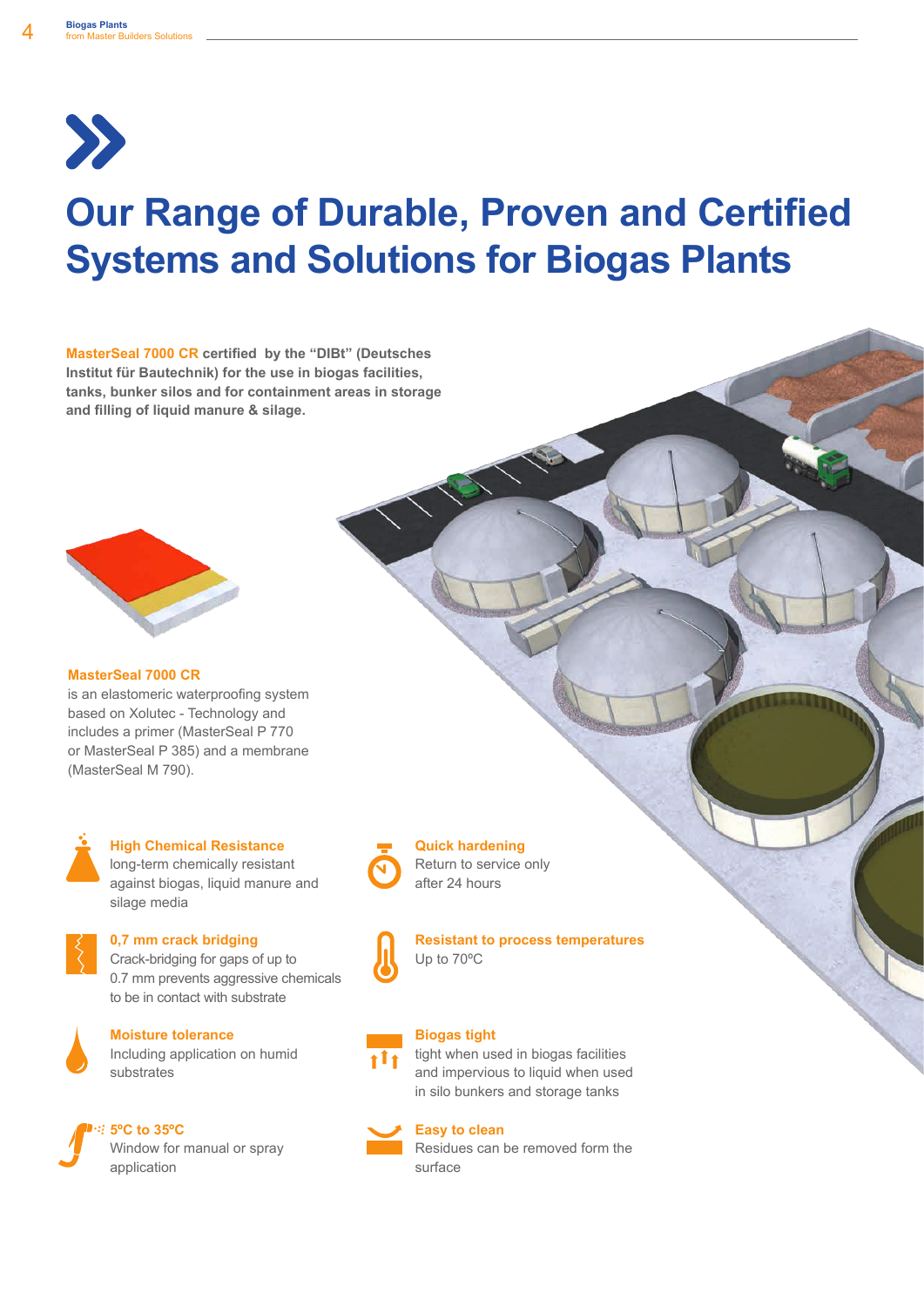# Our Range of Durable, Proven and Certified Systems and Solutions for Biogas Plants

**MasterSeal 7000 CR certified by the "DIBt" (Deutsches Institut für Bautechnik) for the use in biogas facilities, tanks, bunker silos and for containment areas in storage and filling of liquid manure & silage.**

**MasterSeal 7000 CR**
is an elastomeric waterproofing system based on Xolutec - Technology and includes a primer (MasterSeal P 770 or MasterSeal P 385) and a membrane (MasterSeal M 790).

**High Chemical Resistance**
long-term chemically resistant against biogas, liquid manure and silage media

**0,7 mm crack bridging**
Crack-bridging for gaps of up to 0.7 mm prevents aggressive chemicals to be in contact with substrate

**Moisture tolerance**
Including application on humid substrates

**5ºC to 35ºC**
Window for manual or spray application

**Quick hardening**
Return to service only after 24 hours

**Resistant to process temperatures**
Up to 70ºC

**Biogas tight**
tight when used in biogas facilities and impervious to liquid when used in silo bunkers and storage tanks

**Easy to clean**
Residues can be removed form the surface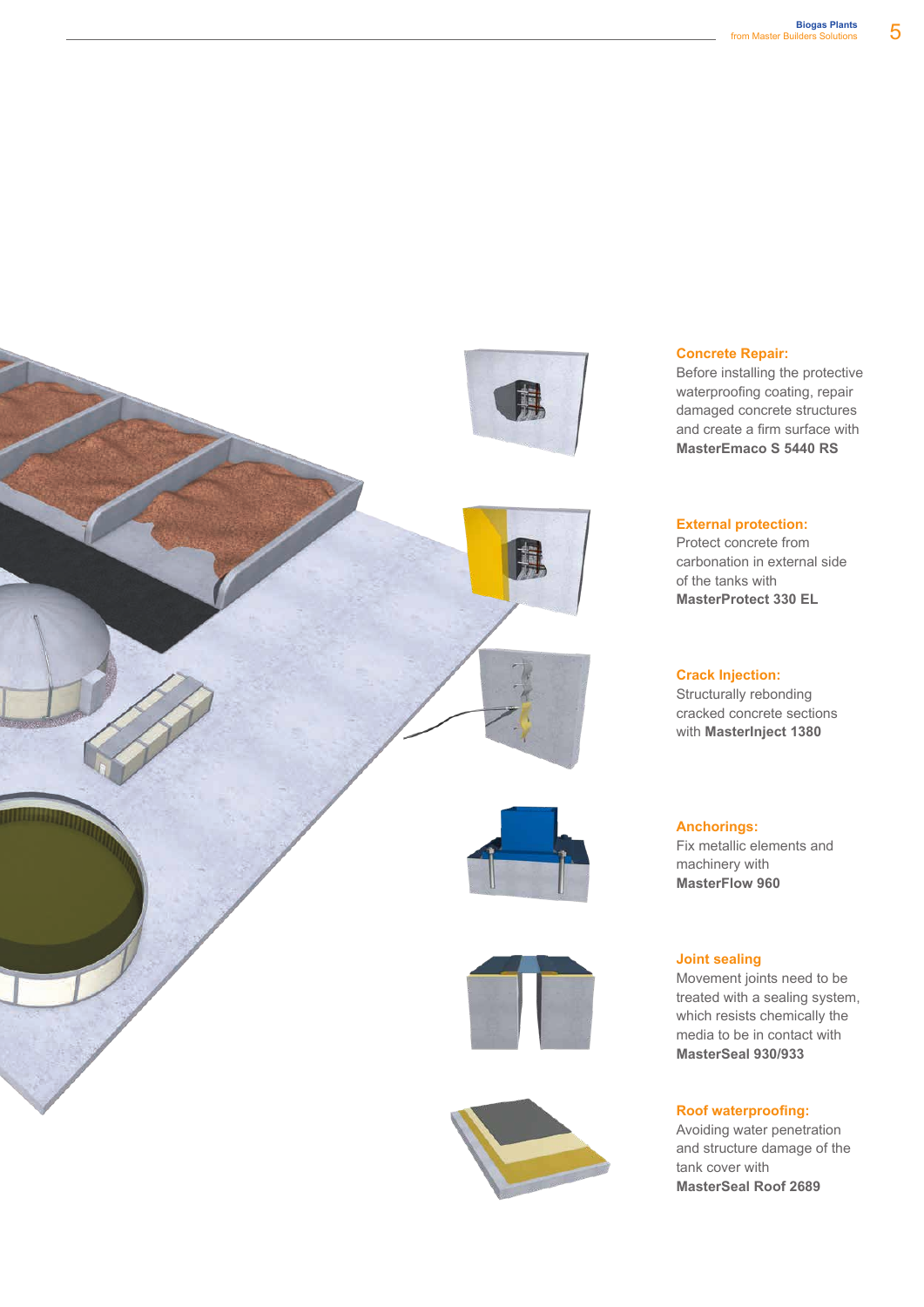**Concrete Repair:**
Before installing the protective waterproofing coating, repair damaged concrete structures and create a firm surface with **MasterEmaco S 5440 RS**

**External protection:**
Protect concrete from carbonation in external side of the tanks with **MasterProtect 330 EL**

**Crack Injection:**
Structurally rebonding cracked concrete sections with **MasterInject 1380**

**Anchorings:**
Fix metallic elements and machinery with **MasterFlow 960**

**Joint sealing**
Movement joints need to be treated with a sealing system, which resists chemically the media to be in contact with **MasterSeal 930/933**

**Roof waterproofing:**
Avoiding water penetration and structure damage of the tank cover with **MasterSeal Roof 2689**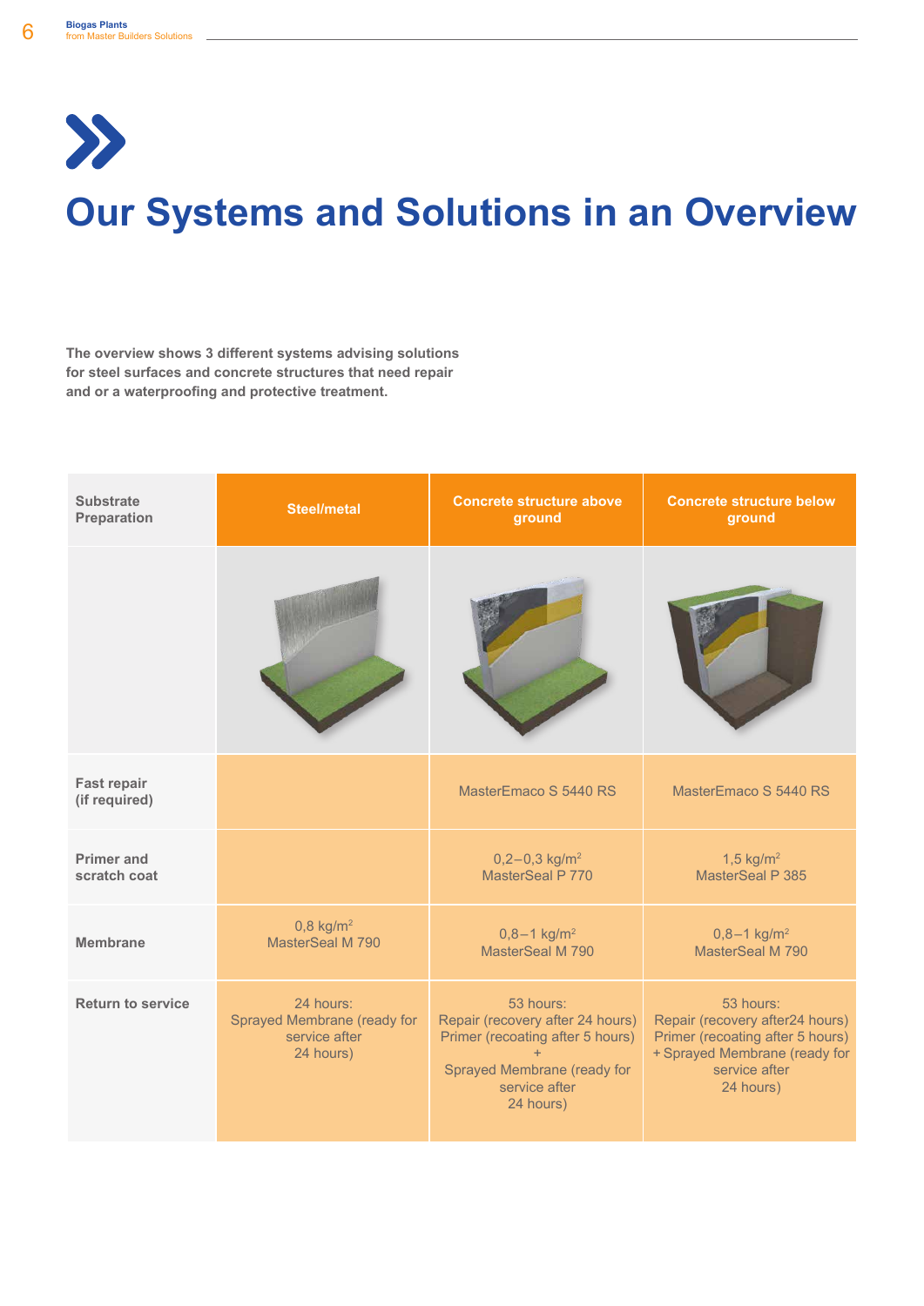# Our Systems and Solutions in an Overview

**The overview shows 3 different systems advising solutions for steel surfaces and concrete structures that need repair and or a waterproofing and protective treatment.**

| Substrate Preparation | Steel/metal | Concrete structure above ground | Concrete structure below ground |
|---|---|---|---|
| | | | |
| **Fast repair (if required)** | | MasterEmaco S 5440 RS | MasterEmaco S 5440 RS |
| **Primer and scratch coat** | | 0,2–0,3 kg/m$^2$ MasterSeal P 770 | 1,5 kg/m$^2$ MasterSeal P 385 |
| **Membrane** | 0,8 kg/m$^2$ MasterSeal M 790 | 0,8–1 kg/m$^2$ MasterSeal M 790 | 0,8–1 kg/m$^2$ MasterSeal M 790 |
| **Return to service** | 24 hours: Sprayed Membrane (ready for service after 24 hours) | 53 hours: Repair (recovery after 24 hours) Primer (recoating after 5 hours) + Sprayed Membrane (ready for service after 24 hours) | 53 hours: Repair (recovery after24 hours) Primer (recoating after 5 hours) + Sprayed Membrane (ready for service after 24 hours) |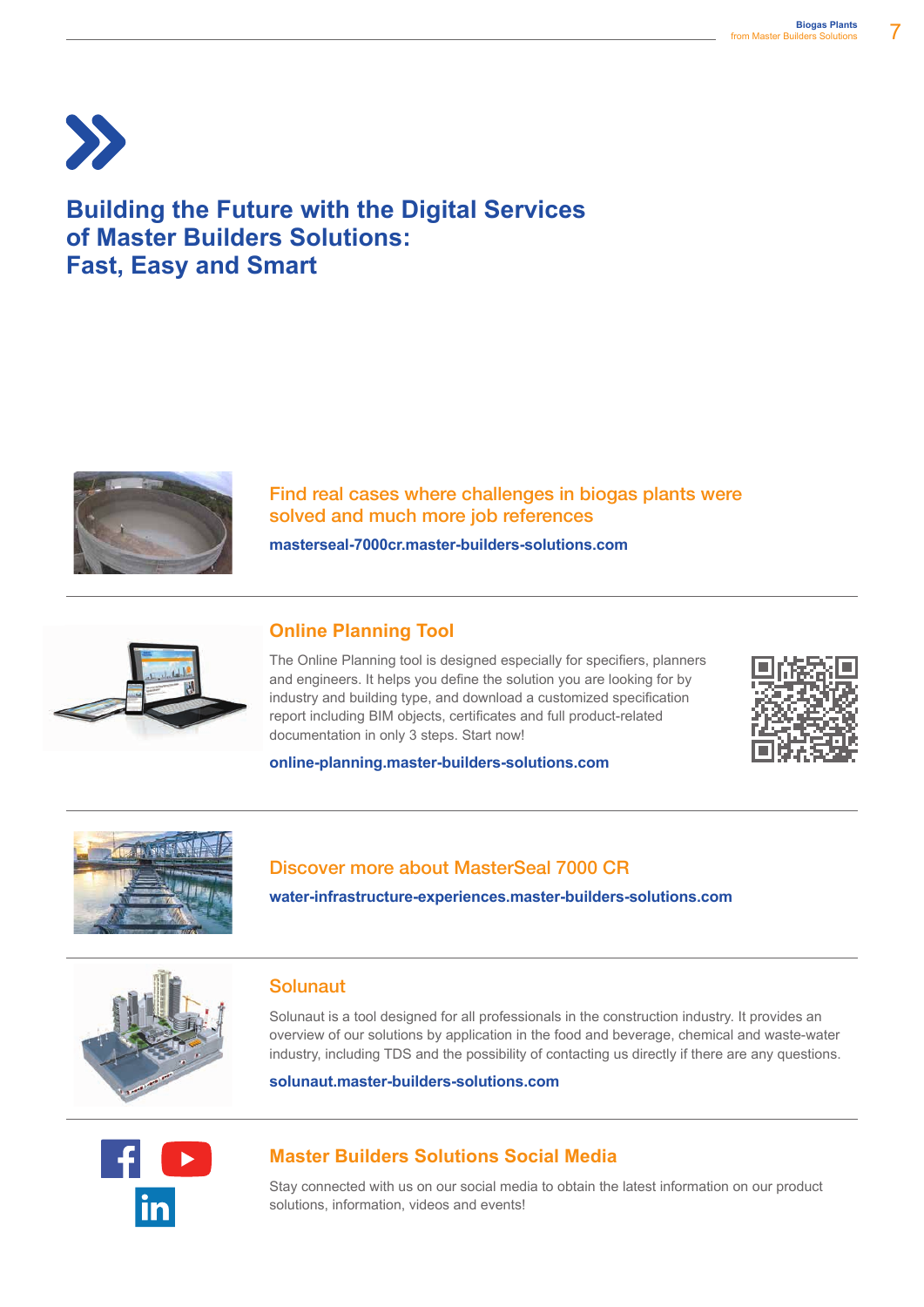# Building the Future with the Digital Services of Master Builders Solutions: Fast, Easy and Smart

## Find real cases where challenges in biogas plants were solved and much more job references

**masterseal-7000cr.master-builders-solutions.com**

## Online Planning Tool

The Online Planning tool is designed especially for specifiers, planners and engineers. It helps you define the solution you are looking for by industry and building type, and download a customized specification report including BIM objects, certificates and full product-related documentation in only 3 steps. Start now!

**online-planning.master-builders-solutions.com**

## Discover more about MasterSeal 7000 CR

**water-infrastructure-experiences.master-builders-solutions.com**

## Solunaut

Solunaut is a tool designed for all professionals in the construction industry. It provides an overview of our solutions by application in the food and beverage, chemical and waste-water industry, including TDS and the possibility of contacting us directly if there are any questions.

**solunaut.master-builders-solutions.com**

## Master Builders Solutions Social Media

Stay connected with us on our social media to obtain the latest information on our product solutions, information, videos and events!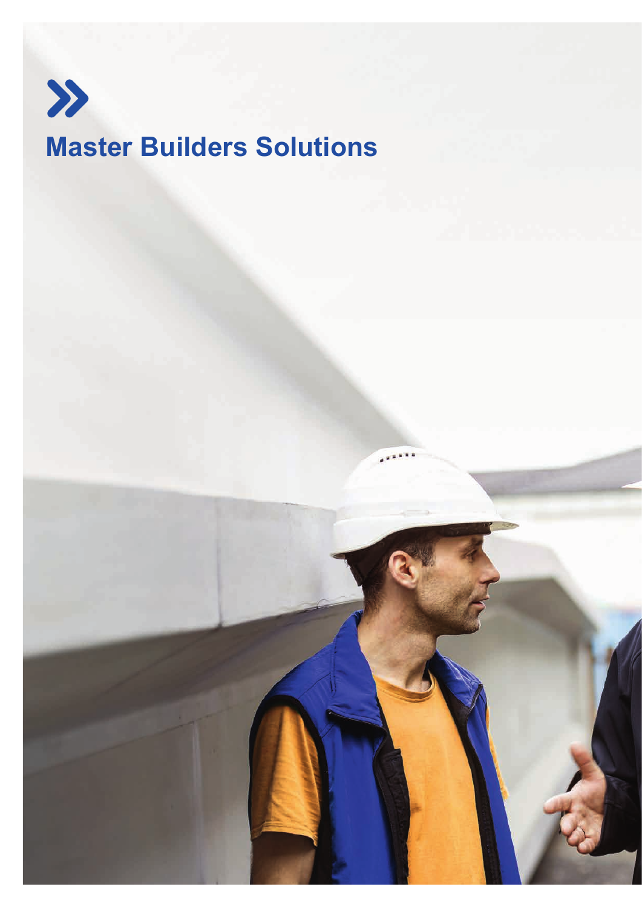# Master Builders Solutions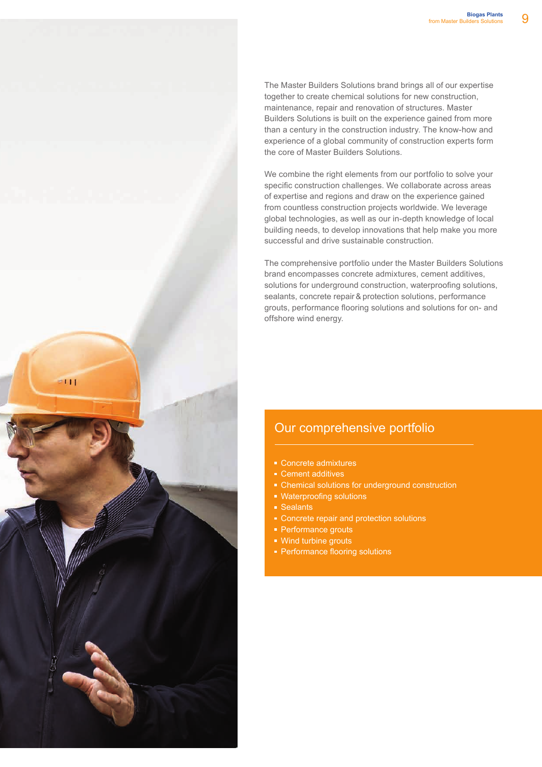The Master Builders Solutions brand brings all of our expertise together to create chemical solutions for new construction, maintenance, repair and renovation of structures. Master Builders Solutions is built on the experience gained from more than a century in the construction industry. The know-how and experience of a global community of construction experts form the core of Master Builders Solutions.

We combine the right elements from our portfolio to solve your specific construction challenges. We collaborate across areas of expertise and regions and draw on the experience gained from countless construction projects worldwide. We leverage global technologies, as well as our in-depth knowledge of local building needs, to develop innovations that help make you more successful and drive sustainable construction.

The comprehensive portfolio under the Master Builders Solutions brand encompasses concrete admixtures, cement additives, solutions for underground construction, waterproofing solutions, sealants, concrete repair & protection solutions, performance grouts, performance flooring solutions and solutions for on- and offshore wind energy.

## Our comprehensive portfolio

- Concrete admixtures
- Cement additives
- Chemical solutions for underground construction
- Waterproofing solutions
- Sealants
- Concrete repair and protection solutions
- Performance grouts
- Wind turbine grouts
- Performance flooring solutions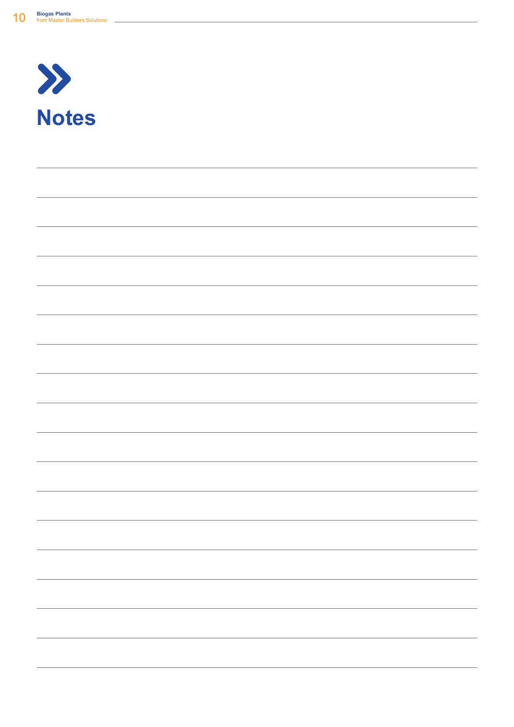# Notes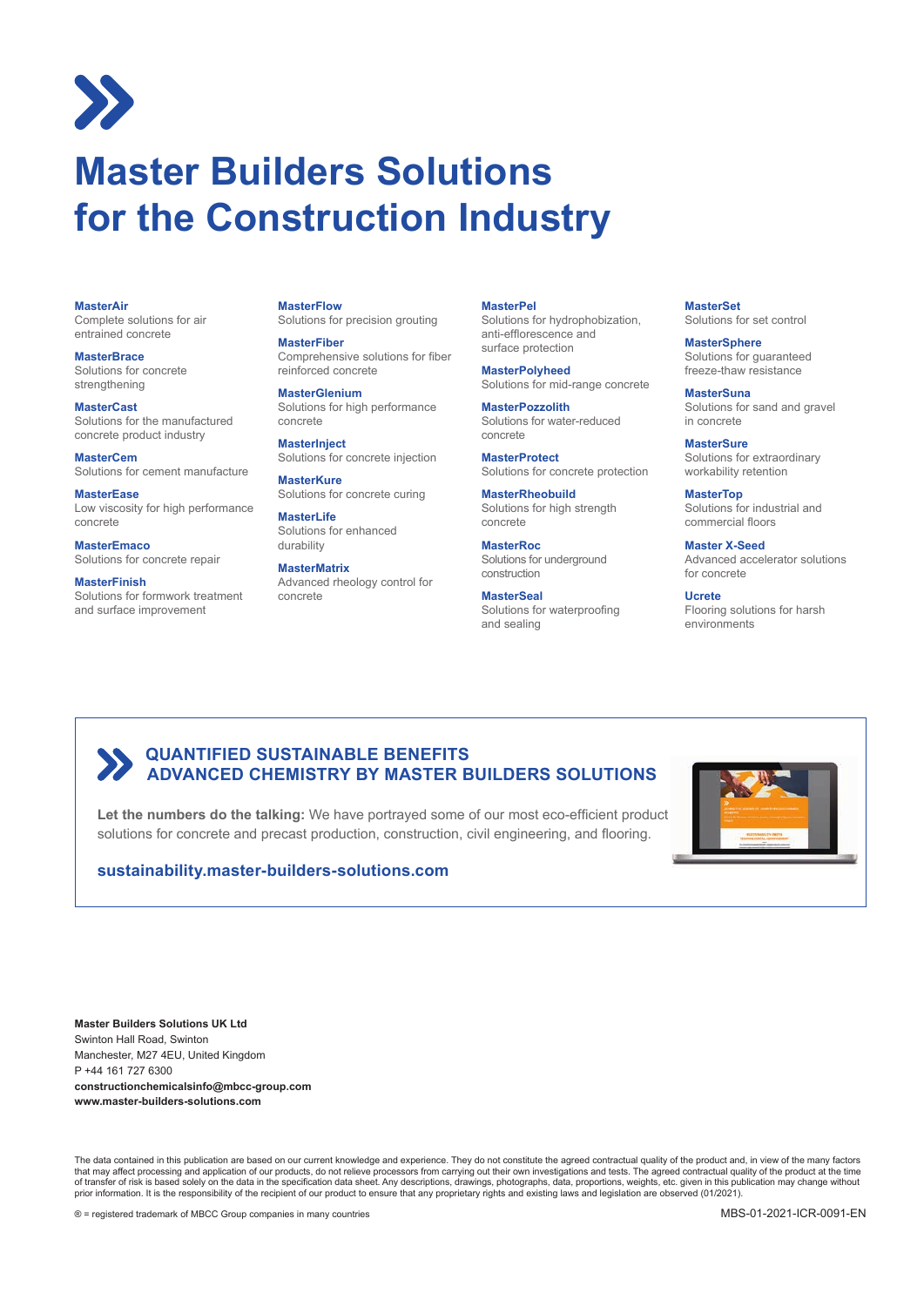# Master Builders Solutions for the Construction Industry

**MasterAir**
Complete solutions for air entrained concrete

**MasterBrace**
Solutions for concrete strengthening

**MasterCast**
Solutions for the manufactured concrete product industry

**MasterCem**
Solutions for cement manufacture

**MasterEase**
Low viscosity for high performance concrete

**MasterEmaco**
Solutions for concrete repair

**MasterFinish**
Solutions for formwork treatment and surface improvement

**MasterFlow**
Solutions for precision grouting

**MasterFiber**
Comprehensive solutions for fiber reinforced concrete

**MasterGlenium**
Solutions for high performance concrete

**MasterInject**
Solutions for concrete injection

**MasterKure**
Solutions for concrete curing

**MasterLife**
Solutions for enhanced durability

**MasterMatrix**
Advanced rheology control for concrete

**MasterPel**
Solutions for hydrophobization, anti-efflorescence and surface protection

**MasterPolyheed**
Solutions for mid-range concrete

**MasterPozzolith**
Solutions for water-reduced concrete

**MasterProtect**
Solutions for concrete protection

**MasterRheobuild**
Solutions for high strength concrete

**MasterRoc**
Solutions for underground construction

**MasterSeal**
Solutions for waterproofing and sealing

**MasterSet**
Solutions for set control

**MasterSphere**
Solutions for guaranteed freeze-thaw resistance

**MasterSuna**
Solutions for sand and gravel in concrete

**MasterSure**
Solutions for extraordinary workability retention

**MasterTop**
Solutions for industrial and commercial floors

**Master X-Seed**
Advanced accelerator solutions for concrete

**Ucrete**
Flooring solutions for harsh environments

## QUANTIFIED SUSTAINABLE BENEFITS ADVANCED CHEMISTRY BY MASTER BUILDERS SOLUTIONS

**Let the numbers do the talking:** We have portrayed some of our most eco-efficient product solutions for concrete and precast production, construction, civil engineering, and flooring.

**sustainability.master-builders-solutions.com**

**Master Builders Solutions UK Ltd**
Swinton Hall Road, Swinton
Manchester, M27 4EU, United Kingdom
P +44 161 727 6300
**constructionchemicalsinfo@mbcc-group.com**
**www.master-builders-solutions.com**

The data contained in this publication are based on our current knowledge and experience. They do not constitute the agreed contractual quality of the product and, in view of the many factors that may affect processing and application of our products, do not relieve processors from carrying out their own investigations and tests. The agreed contractual quality of the product at the time of transfer of risk is based solely on the data in the specification data sheet. Any descriptions, drawings, photographs, data, proportions, weights, etc. given in this publication may change without prior information. It is the responsibility of the recipient of our product to ensure that any proprietary rights and existing laws and legislation are observed (01/2021).

® = registered trademark of MBCC Group companies in many countries

MBS-01-2021-ICR-0091-EN